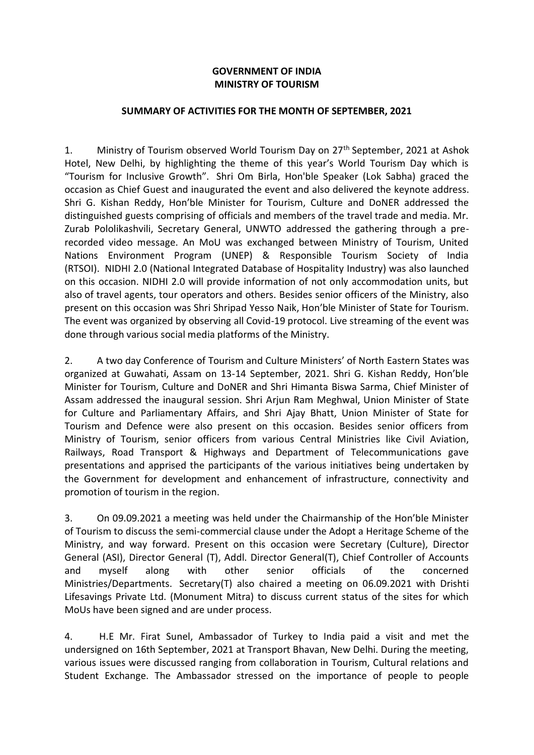**GOVERNMENT OF INDIA**
**MINISTRY OF TOURISM**

**SUMMARY OF ACTIVITIES FOR THE MONTH OF SEPTEMBER, 2021**

1. Ministry of Tourism observed World Tourism Day on 27th September, 2021 at Ashok Hotel, New Delhi, by highlighting the theme of this year's World Tourism Day which is "Tourism for Inclusive Growth". Shri Om Birla, Hon'ble Speaker (Lok Sabha) graced the occasion as Chief Guest and inaugurated the event and also delivered the keynote address. Shri G. Kishan Reddy, Hon'ble Minister for Tourism, Culture and DoNER addressed the distinguished guests comprising of officials and members of the travel trade and media. Mr. Zurab Pololikashvili, Secretary General, UNWTO addressed the gathering through a pre-recorded video message. An MoU was exchanged between Ministry of Tourism, United Nations Environment Program (UNEP) & Responsible Tourism Society of India (RTSOI). NIDHI 2.0 (National Integrated Database of Hospitality Industry) was also launched on this occasion. NIDHI 2.0 will provide information of not only accommodation units, but also of travel agents, tour operators and others. Besides senior officers of the Ministry, also present on this occasion was Shri Shripad Yesso Naik, Hon'ble Minister of State for Tourism. The event was organized by observing all Covid-19 protocol. Live streaming of the event was done through various social media platforms of the Ministry.

2. A two day Conference of Tourism and Culture Ministers' of North Eastern States was organized at Guwahati, Assam on 13-14 September, 2021. Shri G. Kishan Reddy, Hon'ble Minister for Tourism, Culture and DoNER and Shri Himanta Biswa Sarma, Chief Minister of Assam addressed the inaugural session. Shri Arjun Ram Meghwal, Union Minister of State for Culture and Parliamentary Affairs, and Shri Ajay Bhatt, Union Minister of State for Tourism and Defence were also present on this occasion. Besides senior officers from Ministry of Tourism, senior officers from various Central Ministries like Civil Aviation, Railways, Road Transport & Highways and Department of Telecommunications gave presentations and apprised the participants of the various initiatives being undertaken by the Government for development and enhancement of infrastructure, connectivity and promotion of tourism in the region.

3. On 09.09.2021 a meeting was held under the Chairmanship of the Hon'ble Minister of Tourism to discuss the semi-commercial clause under the Adopt a Heritage Scheme of the Ministry, and way forward. Present on this occasion were Secretary (Culture), Director General (ASI), Director General (T), Addl. Director General(T), Chief Controller of Accounts and myself along with other senior officials of the concerned Ministries/Departments. Secretary(T) also chaired a meeting on 06.09.2021 with Drishti Lifesavings Private Ltd. (Monument Mitra) to discuss current status of the sites for which MoUs have been signed and are under process.

4. H.E Mr. Firat Sunel, Ambassador of Turkey to India paid a visit and met the undersigned on 16th September, 2021 at Transport Bhavan, New Delhi. During the meeting, various issues were discussed ranging from collaboration in Tourism, Cultural relations and Student Exchange. The Ambassador stressed on the importance of people to people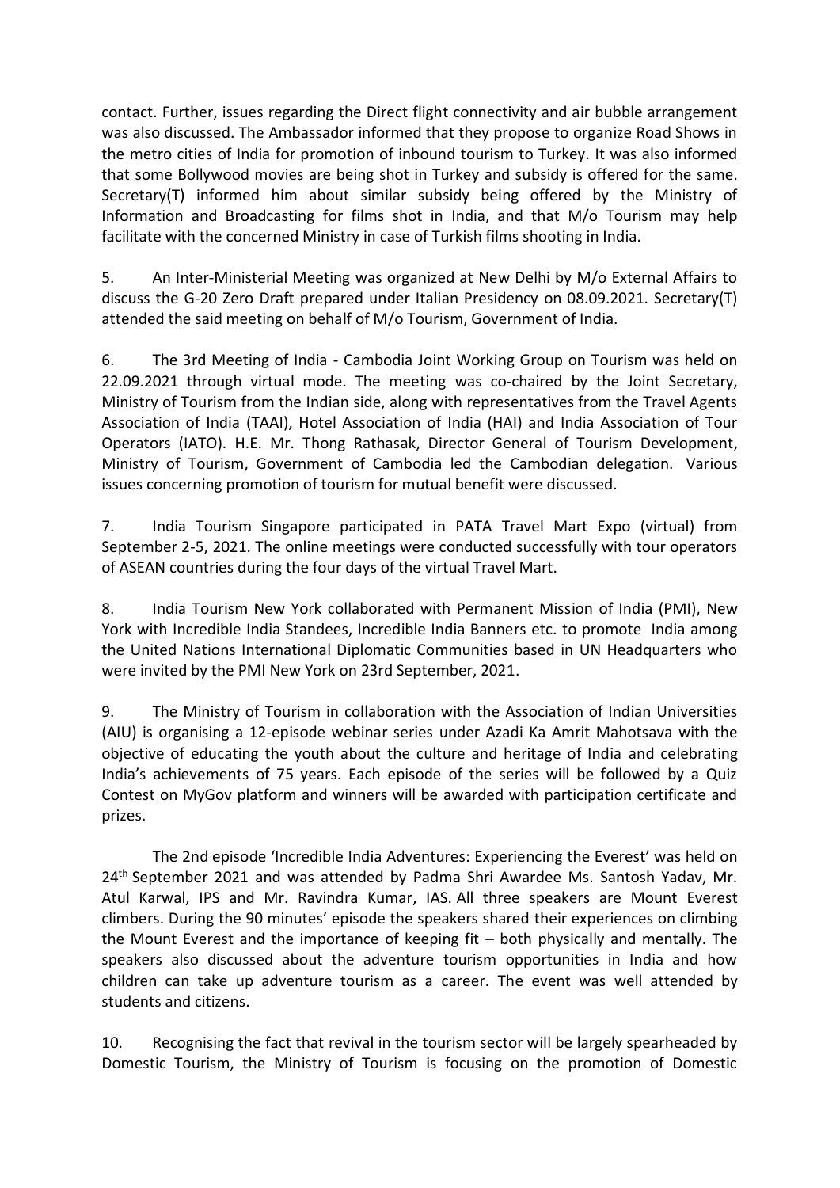contact. Further, issues regarding the Direct flight connectivity and air bubble arrangement was also discussed. The Ambassador informed that they propose to organize Road Shows in the metro cities of India for promotion of inbound tourism to Turkey. It was also informed that some Bollywood movies are being shot in Turkey and subsidy is offered for the same. Secretary(T) informed him about similar subsidy being offered by the Ministry of Information and Broadcasting for films shot in India, and that M/o Tourism may help facilitate with the concerned Ministry in case of Turkish films shooting in India.

5. An Inter-Ministerial Meeting was organized at New Delhi by M/o External Affairs to discuss the G-20 Zero Draft prepared under Italian Presidency on 08.09.2021. Secretary(T) attended the said meeting on behalf of M/o Tourism, Government of India.

6. The 3rd Meeting of India - Cambodia Joint Working Group on Tourism was held on 22.09.2021 through virtual mode. The meeting was co-chaired by the Joint Secretary, Ministry of Tourism from the Indian side, along with representatives from the Travel Agents Association of India (TAAI), Hotel Association of India (HAI) and India Association of Tour Operators (IATO). H.E. Mr. Thong Rathasak, Director General of Tourism Development, Ministry of Tourism, Government of Cambodia led the Cambodian delegation. Various issues concerning promotion of tourism for mutual benefit were discussed.

7. India Tourism Singapore participated in PATA Travel Mart Expo (virtual) from September 2-5, 2021. The online meetings were conducted successfully with tour operators of ASEAN countries during the four days of the virtual Travel Mart.

8. India Tourism New York collaborated with Permanent Mission of India (PMI), New York with Incredible India Standees, Incredible India Banners etc. to promote India among the United Nations International Diplomatic Communities based in UN Headquarters who were invited by the PMI New York on 23rd September, 2021.

9. The Ministry of Tourism in collaboration with the Association of Indian Universities (AIU) is organising a 12-episode webinar series under Azadi Ka Amrit Mahotsava with the objective of educating the youth about the culture and heritage of India and celebrating India's achievements of 75 years. Each episode of the series will be followed by a Quiz Contest on MyGov platform and winners will be awarded with participation certificate and prizes.

The 2nd episode 'Incredible India Adventures: Experiencing the Everest' was held on 24th September 2021 and was attended by Padma Shri Awardee Ms. Santosh Yadav, Mr. Atul Karwal, IPS and Mr. Ravindra Kumar, IAS. All three speakers are Mount Everest climbers. During the 90 minutes' episode the speakers shared their experiences on climbing the Mount Everest and the importance of keeping fit – both physically and mentally. The speakers also discussed about the adventure tourism opportunities in India and how children can take up adventure tourism as a career. The event was well attended by students and citizens.

10. Recognising the fact that revival in the tourism sector will be largely spearheaded by Domestic Tourism, the Ministry of Tourism is focusing on the promotion of Domestic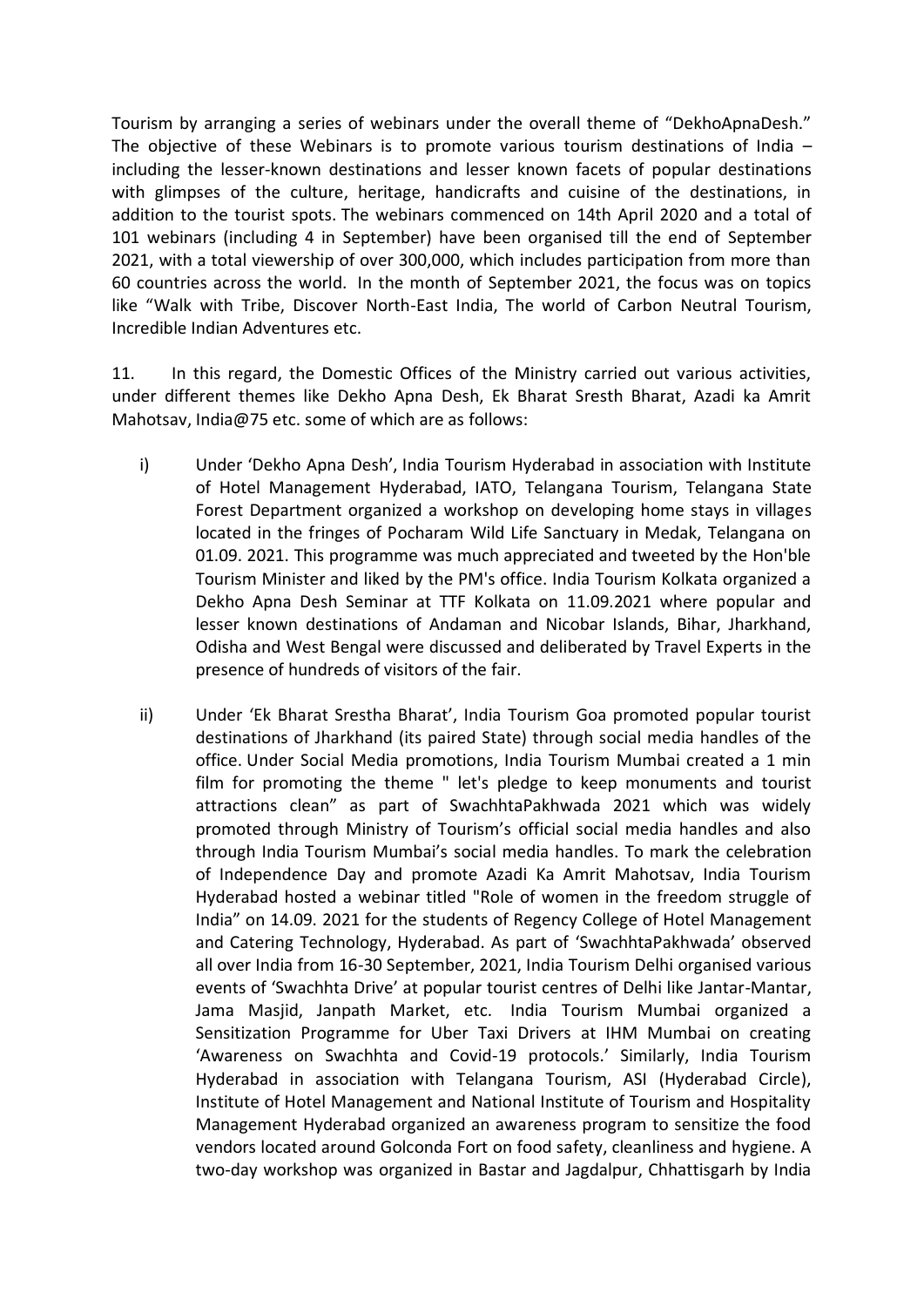Tourism by arranging a series of webinars under the overall theme of "DekhoApnaDesh." The objective of these Webinars is to promote various tourism destinations of India – including the lesser-known destinations and lesser known facets of popular destinations with glimpses of the culture, heritage, handicrafts and cuisine of the destinations, in addition to the tourist spots. The webinars commenced on 14th April 2020 and a total of 101 webinars (including 4 in September) have been organised till the end of September 2021, with a total viewership of over 300,000, which includes participation from more than 60 countries across the world. In the month of September 2021, the focus was on topics like "Walk with Tribe, Discover North-East India, The world of Carbon Neutral Tourism, Incredible Indian Adventures etc.

11. In this regard, the Domestic Offices of the Ministry carried out various activities, under different themes like Dekho Apna Desh, Ek Bharat Sresth Bharat, Azadi ka Amrit Mahotsav, India@75 etc. some of which are as follows:

i) Under 'Dekho Apna Desh', India Tourism Hyderabad in association with Institute of Hotel Management Hyderabad, IATO, Telangana Tourism, Telangana State Forest Department organized a workshop on developing home stays in villages located in the fringes of Pocharam Wild Life Sanctuary in Medak, Telangana on 01.09. 2021. This programme was much appreciated and tweeted by the Hon'ble Tourism Minister and liked by the PM's office. India Tourism Kolkata organized a Dekho Apna Desh Seminar at TTF Kolkata on 11.09.2021 where popular and lesser known destinations of Andaman and Nicobar Islands, Bihar, Jharkhand, Odisha and West Bengal were discussed and deliberated by Travel Experts in the presence of hundreds of visitors of the fair.

ii) Under 'Ek Bharat Srestha Bharat', India Tourism Goa promoted popular tourist destinations of Jharkhand (its paired State) through social media handles of the office. Under Social Media promotions, India Tourism Mumbai created a 1 min film for promoting the theme " let's pledge to keep monuments and tourist attractions clean" as part of SwachhtaPakhwada 2021 which was widely promoted through Ministry of Tourism's official social media handles and also through India Tourism Mumbai's social media handles. To mark the celebration of Independence Day and promote Azadi Ka Amrit Mahotsav, India Tourism Hyderabad hosted a webinar titled "Role of women in the freedom struggle of India" on 14.09. 2021 for the students of Regency College of Hotel Management and Catering Technology, Hyderabad. As part of 'SwachhtaPakhwada' observed all over India from 16-30 September, 2021, India Tourism Delhi organised various events of 'Swachhta Drive' at popular tourist centres of Delhi like Jantar-Mantar, Jama Masjid, Janpath Market, etc. India Tourism Mumbai organized a Sensitization Programme for Uber Taxi Drivers at IHM Mumbai on creating 'Awareness on Swachhta and Covid-19 protocols.' Similarly, India Tourism Hyderabad in association with Telangana Tourism, ASI (Hyderabad Circle), Institute of Hotel Management and National Institute of Tourism and Hospitality Management Hyderabad organized an awareness program to sensitize the food vendors located around Golconda Fort on food safety, cleanliness and hygiene. A two-day workshop was organized in Bastar and Jagdalpur, Chhattisgarh by India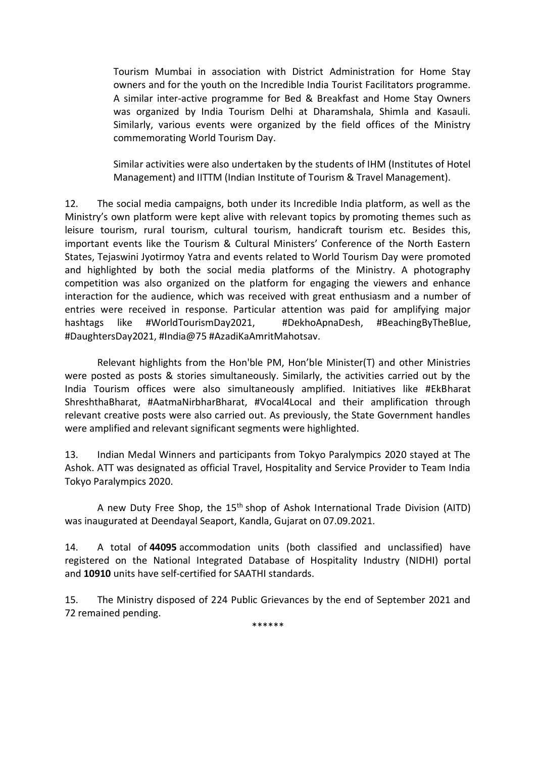Tourism Mumbai in association with District Administration for Home Stay owners and for the youth on the Incredible India Tourist Facilitators programme. A similar inter-active programme for Bed & Breakfast and Home Stay Owners was organized by India Tourism Delhi at Dharamshala, Shimla and Kasauli. Similarly, various events were organized by the field offices of the Ministry commemorating World Tourism Day.

Similar activities were also undertaken by the students of IHM (Institutes of Hotel Management) and IITTM (Indian Institute of Tourism & Travel Management).

12. The social media campaigns, both under its Incredible India platform, as well as the Ministry's own platform were kept alive with relevant topics by promoting themes such as leisure tourism, rural tourism, cultural tourism, handicraft tourism etc. Besides this, important events like the Tourism & Cultural Ministers' Conference of the North Eastern States, Tejaswini Jyotirmoy Yatra and events related to World Tourism Day were promoted and highlighted by both the social media platforms of the Ministry. A photography competition was also organized on the platform for engaging the viewers and enhance interaction for the audience, which was received with great enthusiasm and a number of entries were received in response. Particular attention was paid for amplifying major hashtags like #WorldTourismDay2021, #DekhoApnaDesh, #BeachingByTheBlue, #DaughtersDay2021, #India@75 #AzadiKaAmritMahotsav.

Relevant highlights from the Hon'ble PM, Hon'ble Minister(T) and other Ministries were posted as posts & stories simultaneously. Similarly, the activities carried out by the India Tourism offices were also simultaneously amplified. Initiatives like #EkBharat ShreshthaBharat, #AatmaNirbharBharat, #Vocal4Local and their amplification through relevant creative posts were also carried out. As previously, the State Government handles were amplified and relevant significant segments were highlighted.

13. Indian Medal Winners and participants from Tokyo Paralympics 2020 stayed at The Ashok. ATT was designated as official Travel, Hospitality and Service Provider to Team India Tokyo Paralympics 2020.

A new Duty Free Shop, the 15th shop of Ashok International Trade Division (AITD) was inaugurated at Deendayal Seaport, Kandla, Gujarat on 07.09.2021.

14. A total of **44095** accommodation units (both classified and unclassified) have registered on the National Integrated Database of Hospitality Industry (NIDHI) portal and **10910** units have self-certified for SAATHI standards.

15. The Ministry disposed of 224 Public Grievances by the end of September 2021 and 72 remained pending.

******